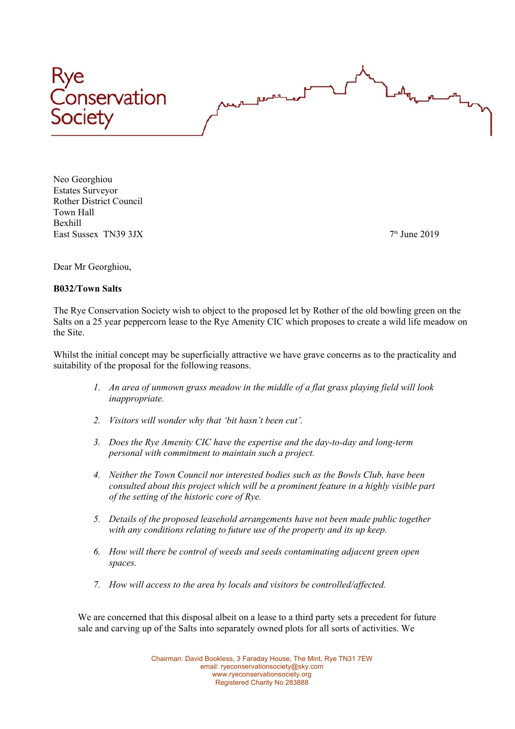Rye
Conservation
Society

Neo Georghiou
Estates Surveyor
Rother District Council
Town Hall
Bexhill
East Sussex TN39 3JX

7th June 2019

Dear Mr Georghiou,

**B032/Town Salts**

The Rye Conservation Society wish to object to the proposed let by Rother of the old bowling green on the Salts on a 25 year peppercorn lease to the Rye Amenity CIC which proposes to create a wild life meadow on the Site.

Whilst the initial concept may be superficially attractive we have grave concerns as to the practicality and suitability of the proposal for the following reasons.

1. *An area of unmown grass meadow in the middle of a flat grass playing field will look inappropriate.*
2. *Visitors will wonder why that 'bit hasn't been cut'.*
3. *Does the Rye Amenity CIC have the expertise and the day-to-day and long-term personal with commitment to maintain such a project.*
4. *Neither the Town Council nor interested bodies such as the Bowls Club, have been consulted about this project which will be a prominent feature in a highly visible part of the setting of the historic core of Rye.*
5. *Details of the proposed leasehold arrangements have not been made public together with any conditions relating to future use of the property and its up keep.*
6. *How will there be control of weeds and seeds contaminating adjacent green open spaces.*
7. *How will access to the area by locals and visitors be controlled/affected.*

We are concerned that this disposal albeit on a lease to a third party sets a precedent for future sale and carving up of the Salts into separately owned plots for all sorts of activities. We

Chairman: David Bookless, 3 Faraday House, The Mint, Rye TN31 7EW
email: ryeconservationsociety@sky.com
www.ryeconservationsociety.org
Registered Charity No 283888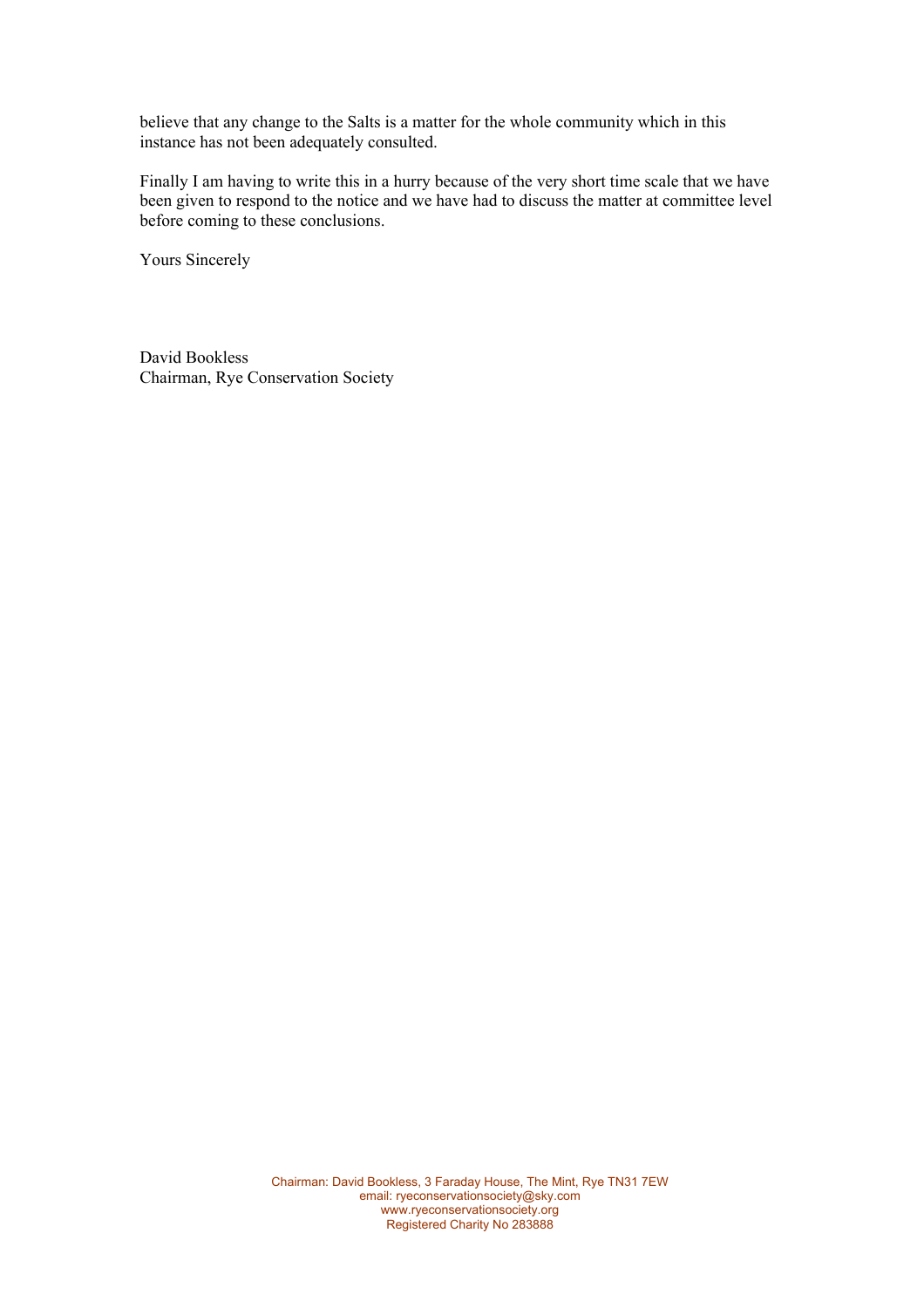believe that any change to the Salts is a matter for the whole community which in this instance has not been adequately consulted.

Finally I am having to write this in a hurry because of the very short time scale that we have been given to respond to the notice and we have had to discuss the matter at committee level before coming to these conclusions.

Yours Sincerely

David Bookless
Chairman, Rye Conservation Society